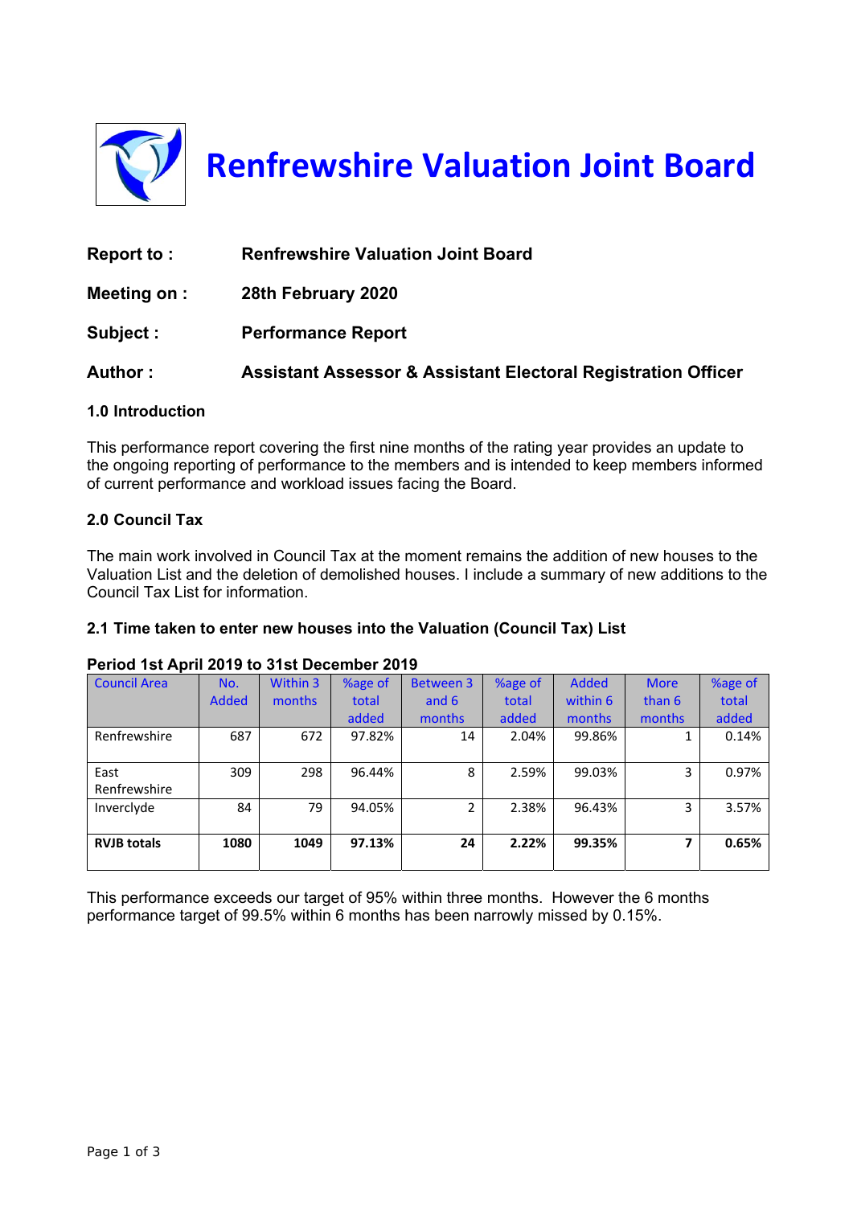# Renfrewshire Valuation Joint Board

**Report to :** Renfrewshire Valuation Joint Board

**Meeting on :** 28th February 2020

**Subject :** Performance Report

**Author :** Assistant Assessor & Assistant Electoral Registration Officer

### 1.0 Introduction

This performance report covering the first nine months of the rating year provides an update to the ongoing reporting of performance to the members and is intended to keep members informed of current performance and workload issues facing the Board.

### 2.0 Council Tax

The main work involved in Council Tax at the moment remains the addition of new houses to the Valuation List and the deletion of demolished houses. I include a summary of new additions to the Council Tax List for information.

### 2.1 Time taken to enter new houses into the Valuation (Council Tax) List

**Period 1st April 2019 to 31st December 2019**

| Council Area | No. Added | Within 3 months | %age of total added | Between 3 and 6 months | %age of total added | Added within 6 months | More than 6 months | %age of total added |
|---|---|---|---|---|---|---|---|---|
| Renfrewshire | 687 | 672 | 97.82% | 14 | 2.04% | 99.86% | 1 | 0.14% |
| East Renfrewshire | 309 | 298 | 96.44% | 8 | 2.59% | 99.03% | 3 | 0.97% |
| Inverclyde | 84 | 79 | 94.05% | 2 | 2.38% | 96.43% | 3 | 3.57% |
| **RVJB totals** | **1080** | **1049** | **97.13%** | **24** | **2.22%** | **99.35%** | **7** | **0.65%** |

This performance exceeds our target of 95% within three months. However the 6 months performance target of 99.5% within 6 months has been narrowly missed by 0.15%.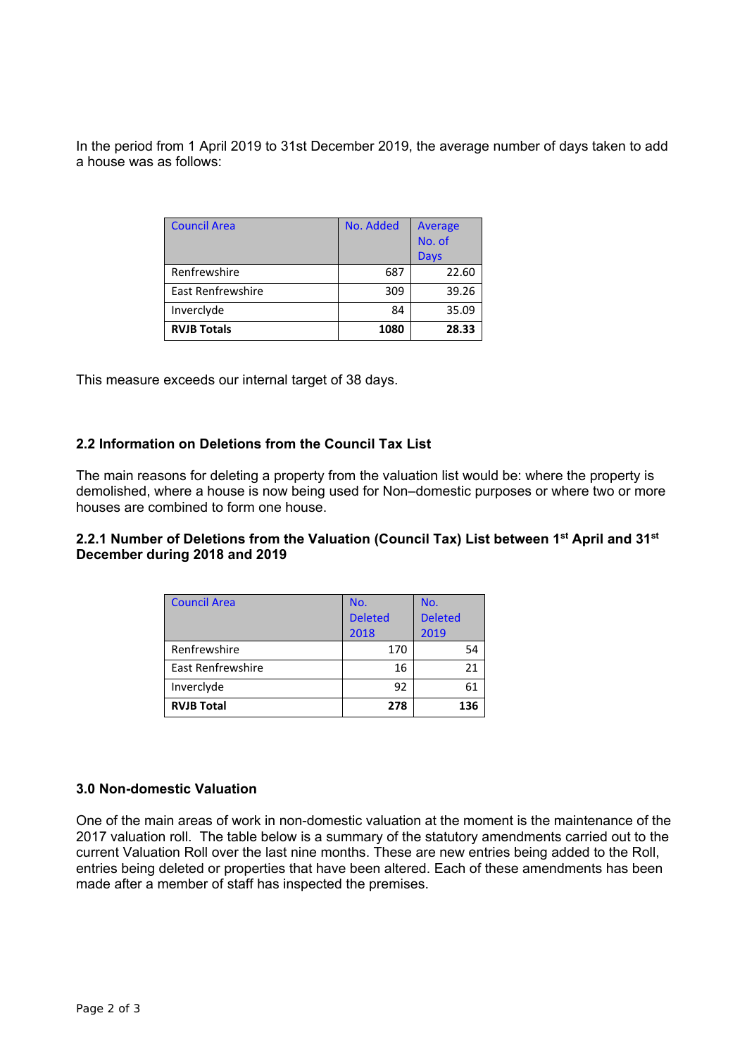In the period from 1 April 2019 to 31st December 2019, the average number of days taken to add a house was as follows:

| Council Area | No. Added | Average No. of Days |
|---|---|---|
| Renfrewshire | 687 | 22.60 |
| East Renfrewshire | 309 | 39.26 |
| Inverclyde | 84 | 35.09 |
| **RVJB Totals** | **1080** | **28.33** |

This measure exceeds our internal target of 38 days.

### 2.2 Information on Deletions from the Council Tax List

The main reasons for deleting a property from the valuation list would be: where the property is demolished, where a house is now being used for Non–domestic purposes or where two or more houses are combined to form one house.

#### 2.2.1 Number of Deletions from the Valuation (Council Tax) List between 1st April and 31st December during 2018 and 2019

| Council Area | No. Deleted 2018 | No. Deleted 2019 |
|---|---|---|
| Renfrewshire | 170 | 54 |
| East Renfrewshire | 16 | 21 |
| Inverclyde | 92 | 61 |
| **RVJB Total** | **278** | **136** |

### 3.0 Non-domestic Valuation

One of the main areas of work in non-domestic valuation at the moment is the maintenance of the 2017 valuation roll. The table below is a summary of the statutory amendments carried out to the current Valuation Roll over the last nine months. These are new entries being added to the Roll, entries being deleted or properties that have been altered. Each of these amendments has been made after a member of staff has inspected the premises.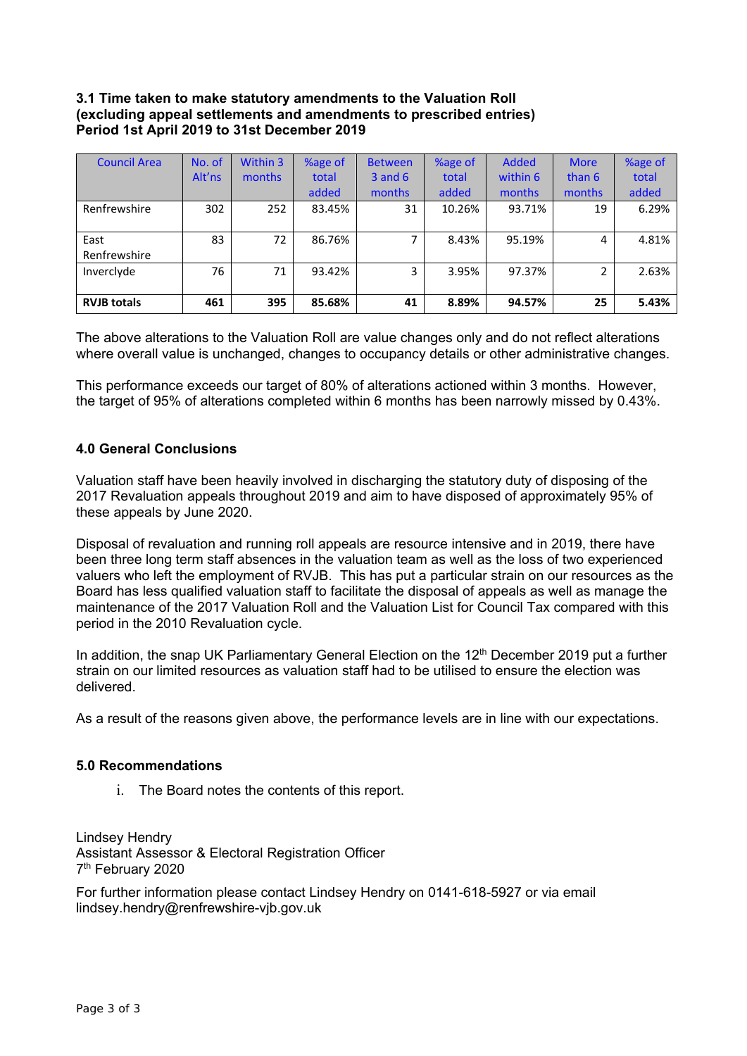### 3.1 Time taken to make statutory amendments to the Valuation Roll (excluding appeal settlements and amendments to prescribed entries) Period 1st April 2019 to 31st December 2019

| Council Area | No. of Alt'ns | Within 3 months | %age of total added | Between 3 and 6 months | %age of total added | Added within 6 months | More than 6 months | %age of total added |
|---|---|---|---|---|---|---|---|---|
| Renfrewshire | 302 | 252 | 83.45% | 31 | 10.26% | 93.71% | 19 | 6.29% |
| East Renfrewshire | 83 | 72 | 86.76% | 7 | 8.43% | 95.19% | 4 | 4.81% |
| Inverclyde | 76 | 71 | 93.42% | 3 | 3.95% | 97.37% | 2 | 2.63% |
| **RVJB totals** | **461** | **395** | **85.68%** | **41** | **8.89%** | **94.57%** | **25** | **5.43%** |

The above alterations to the Valuation Roll are value changes only and do not reflect alterations where overall value is unchanged, changes to occupancy details or other administrative changes.

This performance exceeds our target of 80% of alterations actioned within 3 months. However, the target of 95% of alterations completed within 6 months has been narrowly missed by 0.43%.

### 4.0 General Conclusions

Valuation staff have been heavily involved in discharging the statutory duty of disposing of the 2017 Revaluation appeals throughout 2019 and aim to have disposed of approximately 95% of these appeals by June 2020.

Disposal of revaluation and running roll appeals are resource intensive and in 2019, there have been three long term staff absences in the valuation team as well as the loss of two experienced valuers who left the employment of RVJB. This has put a particular strain on our resources as the Board has less qualified valuation staff to facilitate the disposal of appeals as well as manage the maintenance of the 2017 Valuation Roll and the Valuation List for Council Tax compared with this period in the 2010 Revaluation cycle.

In addition, the snap UK Parliamentary General Election on the 12th December 2019 put a further strain on our limited resources as valuation staff had to be utilised to ensure the election was delivered.

As a result of the reasons given above, the performance levels are in line with our expectations.

### 5.0 Recommendations

i. The Board notes the contents of this report.

Lindsey Hendry
Assistant Assessor & Electoral Registration Officer
7th February 2020

For further information please contact Lindsey Hendry on 0141-618-5927 or via email lindsey.hendry@renfrewshire-vjb.gov.uk